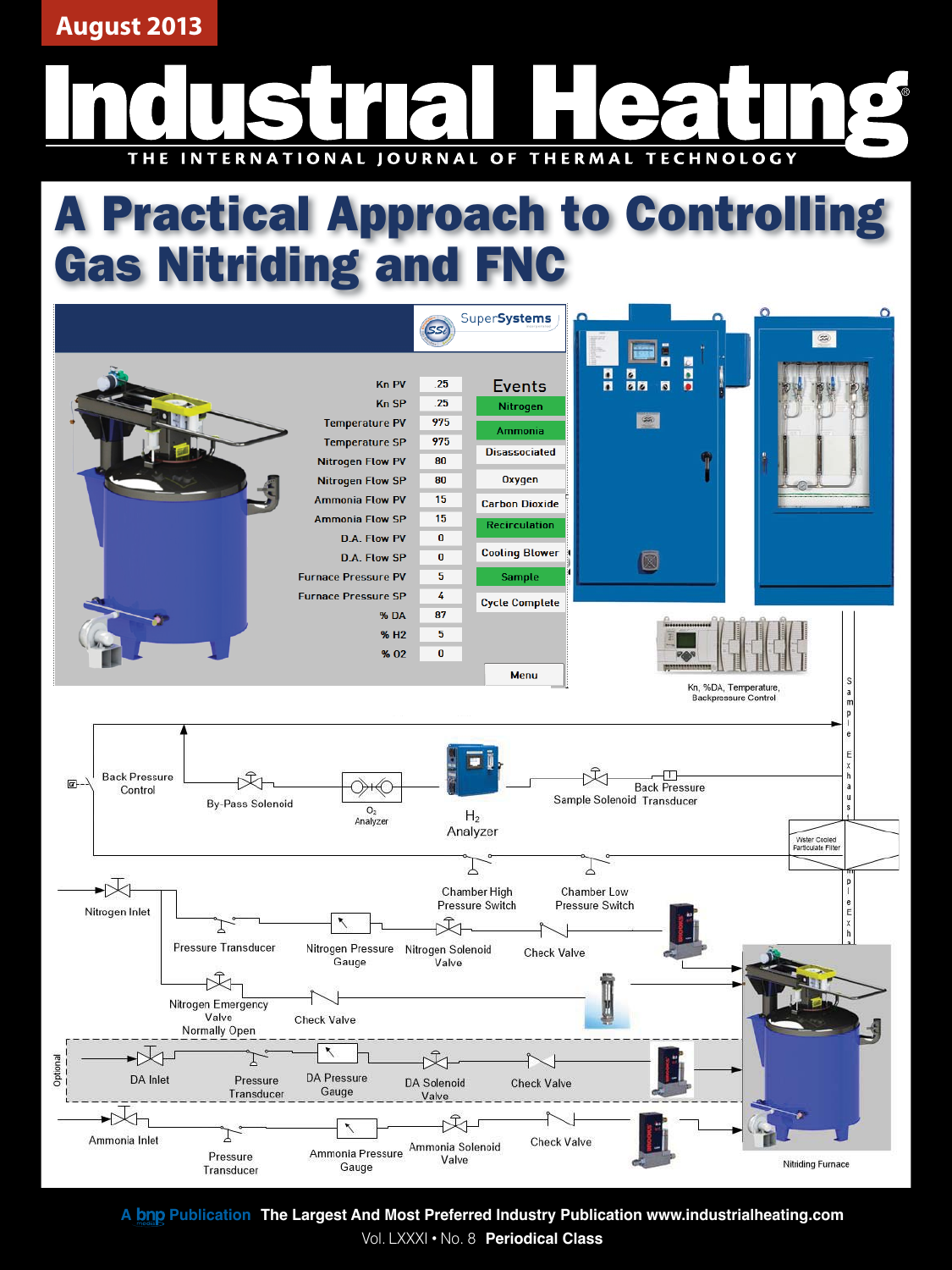August 2013

# Industrial Heating

THE INTERNATIONAL JOURNAL OF THERMAL TECHNOLOGY

# A Practical Approach to Controlling Gas Nitriding and FNC

| Parameter | Value |
|---|---|
| Kn PV | .25 |
| Kn SP | .25 |
| Temperature PV | 975 |
| Temperature SP | 975 |
| Nitrogen Flow PV | 80 |
| Nitrogen Flow SP | 80 |
| Ammonia Flow PV | 15 |
| Ammonia Flow SP | 15 |
| D.A. Flow PV | 0 |
| D.A. Flow SP | 0 |
| Furnace Pressure PV | 5 |
| Furnace Pressure SP | 4 |
| % DA | 87 |
| % H2 | 5 |
| % O2 | 0 |

Events: Nitrogen, Ammonia, Disassociated, Oxygen, Carbon Dioxide, Recirculation, Cooling Blower, Sample, Cycle Complete

Menu

Kn, %DA, Temperature, Backpressure Control

Back Pressure Control, By-Pass Solenoid, $O_2$ Analyzer, $H_2$ Analyzer, Sample Solenoid, Back Pressure Transducer, Sample Exhaust, Water Cooled Particulate Filter, Chamber High Pressure Switch, Chamber Low Pressure Switch, Nitrogen Inlet, Pressure Transducer, Nitrogen Pressure Gauge, Nitrogen Solenoid Valve, Check Valve, Nitrogen Emergency Valve Normally Open, Check Valve, Optional: DA Inlet, Pressure Transducer, DA Pressure Gauge, DA Solenoid Valve, Check Valve, Ammonia Inlet, Pressure Transducer, Ammonia Pressure Gauge, Ammonia Solenoid Valve, Check Valve, Nitriding Furnace

A bnp Publication The Largest And Most Preferred Industry Publication www.industrialheating.com

Vol. LXXXI • No. 8 Periodical Class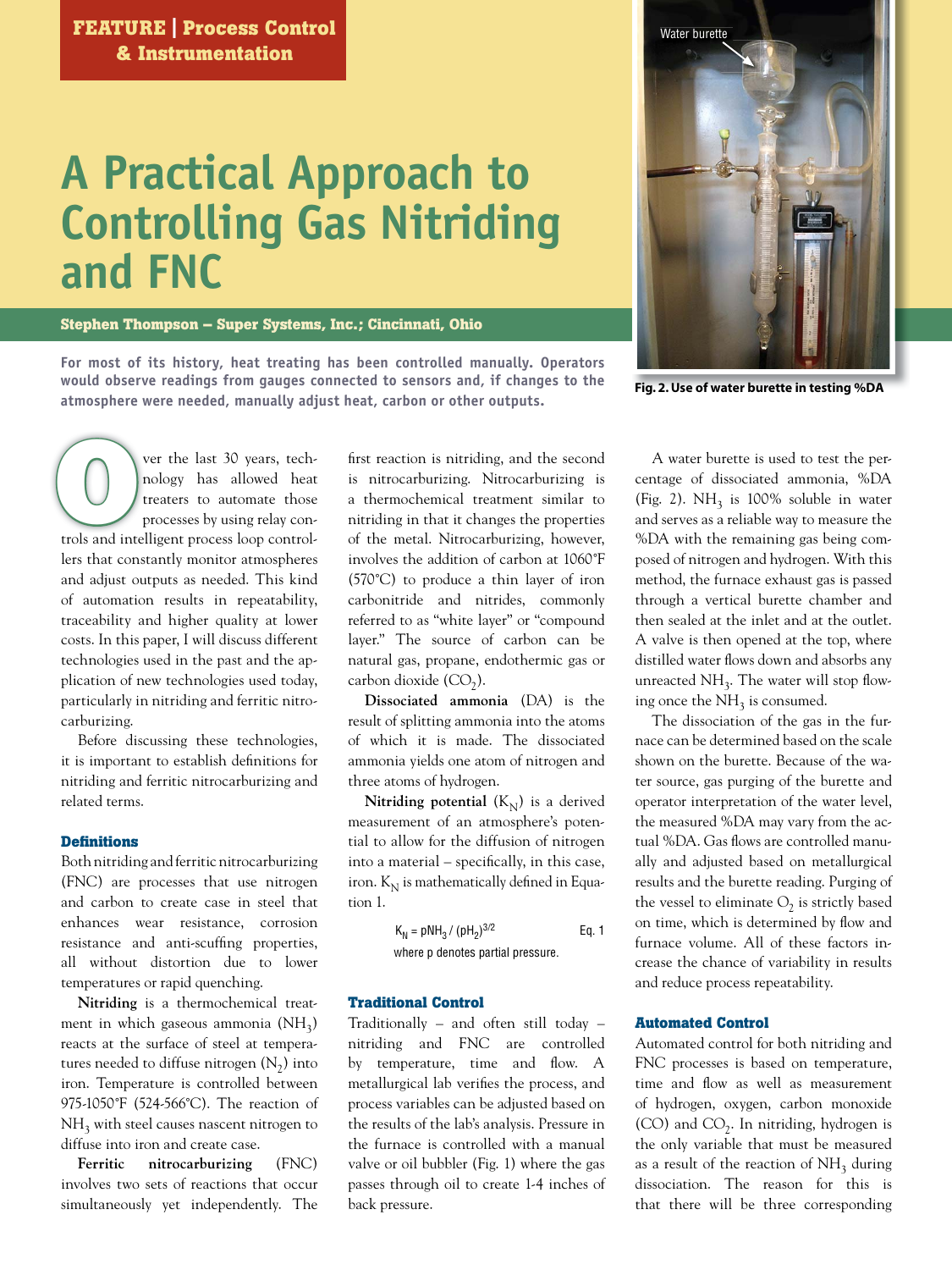FEATURE | Process Control & Instrumentation

# A Practical Approach to Controlling Gas Nitriding and FNC

**Stephen Thompson – Super Systems, Inc.; Cincinnati, Ohio**

**For most of its history, heat treating has been controlled manually. Operators would observe readings from gauges connected to sensors and, if changes to the atmosphere were needed, manually adjust heat, carbon or other outputs.**

Over the last 30 years, technology has allowed heat treaters to automate those processes by using relay controls and intelligent process loop controllers that constantly monitor atmospheres and adjust outputs as needed. This kind of automation results in repeatability, traceability and higher quality at lower costs. In this paper, I will discuss different technologies used in the past and the application of new technologies used today, particularly in nitriding and ferritic nitrocarburizing.

Before discussing these technologies, it is important to establish definitions for nitriding and ferritic nitrocarburizing and related terms.

### Definitions

Both nitriding and ferritic nitrocarburizing (FNC) are processes that use nitrogen and carbon to create case in steel that enhances wear resistance, corrosion resistance and anti-scuffing properties, all without distortion due to lower temperatures or rapid quenching.

**Nitriding** is a thermochemical treatment in which gaseous ammonia ($NH_3$) reacts at the surface of steel at temperatures needed to diffuse nitrogen ($N_2$) into iron. Temperature is controlled between 975-1050°F (524-566°C). The reaction of $NH_3$ with steel causes nascent nitrogen to diffuse into iron and create case.

**Ferritic nitrocarburizing** (FNC) involves two sets of reactions that occur simultaneously yet independently. The first reaction is nitriding, and the second is nitrocarburizing. Nitrocarburizing is a thermochemical treatment similar to nitriding in that it changes the properties of the metal. Nitrocarburizing, however, involves the addition of carbon at 1060°F (570°C) to produce a thin layer of iron carbonitride and nitrides, commonly referred to as "white layer" or "compound layer." The source of carbon can be natural gas, propane, endothermic gas or carbon dioxide ($CO_2$).

**Dissociated ammonia** (DA) is the result of splitting ammonia into the atoms of which it is made. The dissociated ammonia yields one atom of nitrogen and three atoms of hydrogen.

**Nitriding potential** ($K_N$) is a derived measurement of an atmosphere's potential to allow for the diffusion of nitrogen into a material – specifically, in this case, iron. $K_N$ is mathematically defined in Equation 1.

$$K_N = pNH_3 / (pH_2)^{3/2} \qquad \text{Eq. 1}$$

where p denotes partial pressure.

### Traditional Control

Traditionally – and often still today – nitriding and FNC are controlled by temperature, time and flow. A metallurgical lab verifies the process, and process variables can be adjusted based on the results of the lab's analysis. Pressure in the furnace is controlled with a manual valve or oil bubbler (Fig. 1) where the gas passes through oil to create 1-4 inches of back pressure.

Water burette

**Fig. 2. Use of water burette in testing %DA**

A water burette is used to test the percentage of dissociated ammonia, %DA (Fig. 2). $NH_3$ is 100% soluble in water and serves as a reliable way to measure the %DA with the remaining gas being composed of nitrogen and hydrogen. With this method, the furnace exhaust gas is passed through a vertical burette chamber and then sealed at the inlet and at the outlet. A valve is then opened at the top, where distilled water flows down and absorbs any unreacted $NH_3$. The water will stop flowing once the $NH_3$ is consumed.

The dissociation of the gas in the furnace can be determined based on the scale shown on the burette. Because of the water source, gas purging of the burette and operator interpretation of the water level, the measured %DA may vary from the actual %DA. Gas flows are controlled manually and adjusted based on metallurgical results and the burette reading. Purging of the vessel to eliminate $O_2$ is strictly based on time, which is determined by flow and furnace volume. All of these factors increase the chance of variability in results and reduce process repeatability.

### Automated Control

Automated control for both nitriding and FNC processes is based on temperature, time and flow as well as measurement of hydrogen, oxygen, carbon monoxide (CO) and $CO_2$. In nitriding, hydrogen is the only variable that must be measured as a result of the reaction of $NH_3$ during dissociation. The reason for this is that there will be three corresponding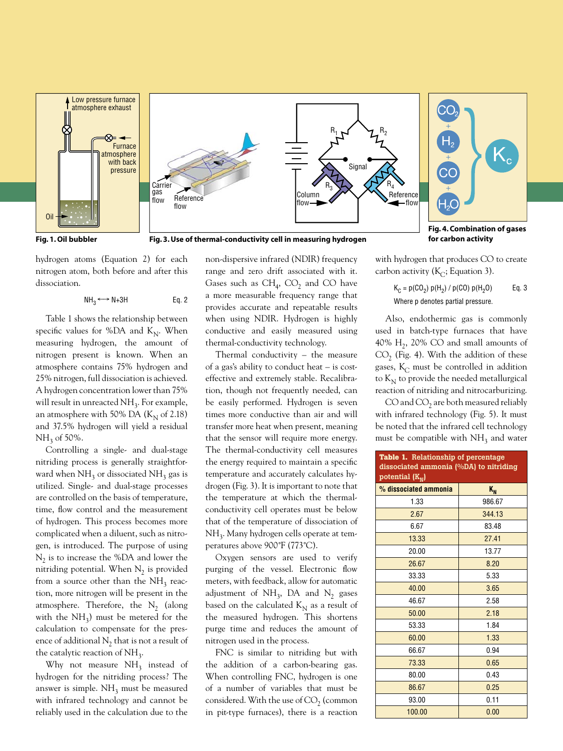Fig. 1. Oil bubbler

Fig. 3. Use of thermal-conductivity cell in measuring hydrogen

Fig. 4. Combination of gases for carbon activity

hydrogen atoms (Equation 2) for each nitrogen atom, both before and after this dissociation.

$$NH_3 \longleftrightarrow N+3H \quad \text{Eq. 2}$$

Table 1 shows the relationship between specific values for %DA and $K_N$. When measuring hydrogen, the amount of nitrogen present is known. When an atmosphere contains 75% hydrogen and 25% nitrogen, full dissociation is achieved. A hydrogen concentration lower than 75% will result in unreacted $NH_3$. For example, an atmosphere with 50% DA ($K_N$ of 2.18) and 37.5% hydrogen will yield a residual $NH_3$ of 50%.

Controlling a single- and dual-stage nitriding process is generally straightforward when $NH_3$ or dissociated $NH_3$ gas is utilized. Single- and dual-stage processes are controlled on the basis of temperature, time, flow control and the measurement of hydrogen. This process becomes more complicated when a diluent, such as nitrogen, is introduced. The purpose of using $N_2$ is to increase the %DA and lower the nitriding potential. When $N_2$ is provided from a source other than the $NH_3$ reaction, more nitrogen will be present in the atmosphere. Therefore, the $N_2$ (along with the $NH_3$) must be metered for the calculation to compensate for the presence of additional $N_2$ that is not a result of the catalytic reaction of $NH_3$.

Why not measure $NH_3$ instead of hydrogen for the nitriding process? The answer is simple. $NH_3$ must be measured with infrared technology and cannot be reliably used in the calculation due to the non-dispersive infrared (NDIR) frequency range and zero drift associated with it. Gases such as $CH_4$, $CO_2$ and CO have a more measurable frequency range that provides accurate and repeatable results when using NDIR. Hydrogen is highly conductive and easily measured using thermal-conductivity technology.

Thermal conductivity – the measure of a gas's ability to conduct heat – is cost-effective and extremely stable. Recalibration, though not frequently needed, can be easily performed. Hydrogen is seven times more conductive than air and will transfer more heat when present, meaning that the sensor will require more energy. The thermal-conductivity cell measures the energy required to maintain a specific temperature and accurately calculates hydrogen (Fig. 3). It is important to note that the temperature at which the thermal-conductivity cell operates must be below that of the temperature of dissociation of $NH_3$. Many hydrogen cells operate at temperatures above 900°F (773°C).

Oxygen sensors are used to verify purging of the vessel. Electronic flow meters, with feedback, allow for automatic adjustment of $NH_3$, DA and $N_2$ gases based on the calculated $K_N$ as a result of the measured hydrogen. This shortens purge time and reduces the amount of nitrogen used in the process.

FNC is similar to nitriding but with the addition of a carbon-bearing gas. When controlling FNC, hydrogen is one of a number of variables that must be considered. With the use of $CO_2$ (common in pit-type furnaces), there is a reaction with hydrogen that produces CO to create carbon activity ($K_C$; Equation 3).

$$K_C = p(CO_2)\, p(H_2) / p(CO)\, p(H_2O) \quad \text{Eq. 3}$$

Where p denotes partial pressure.

Also, endothermic gas is commonly used in batch-type furnaces that have 40% $H_2$, 20% CO and small amounts of $CO_2$ (Fig. 4). With the addition of these gases, $K_C$ must be controlled in addition to $K_N$ to provide the needed metallurgical reaction of nitriding and nitrocarburizing.

CO and $CO_2$ are both measured reliably with infrared technology (Fig. 5). It must be noted that the infrared cell technology must be compatible with $NH_3$ and water

**Table 1. Relationship of percentage dissociated ammonia (%DA) to nitriding potential ($K_N$)**

| % dissociated ammonia | $K_N$ |
|---|---|
| 1.33 | 986.67 |
| 2.67 | 344.13 |
| 6.67 | 83.48 |
| 13.33 | 27.41 |
| 20.00 | 13.77 |
| 26.67 | 8.20 |
| 33.33 | 5.33 |
| 40.00 | 3.65 |
| 46.67 | 2.58 |
| 50.00 | 2.18 |
| 53.33 | 1.84 |
| 60.00 | 1.33 |
| 66.67 | 0.94 |
| 73.33 | 0.65 |
| 80.00 | 0.43 |
| 86.67 | 0.25 |
| 93.00 | 0.11 |
| 100.00 | 0.00 |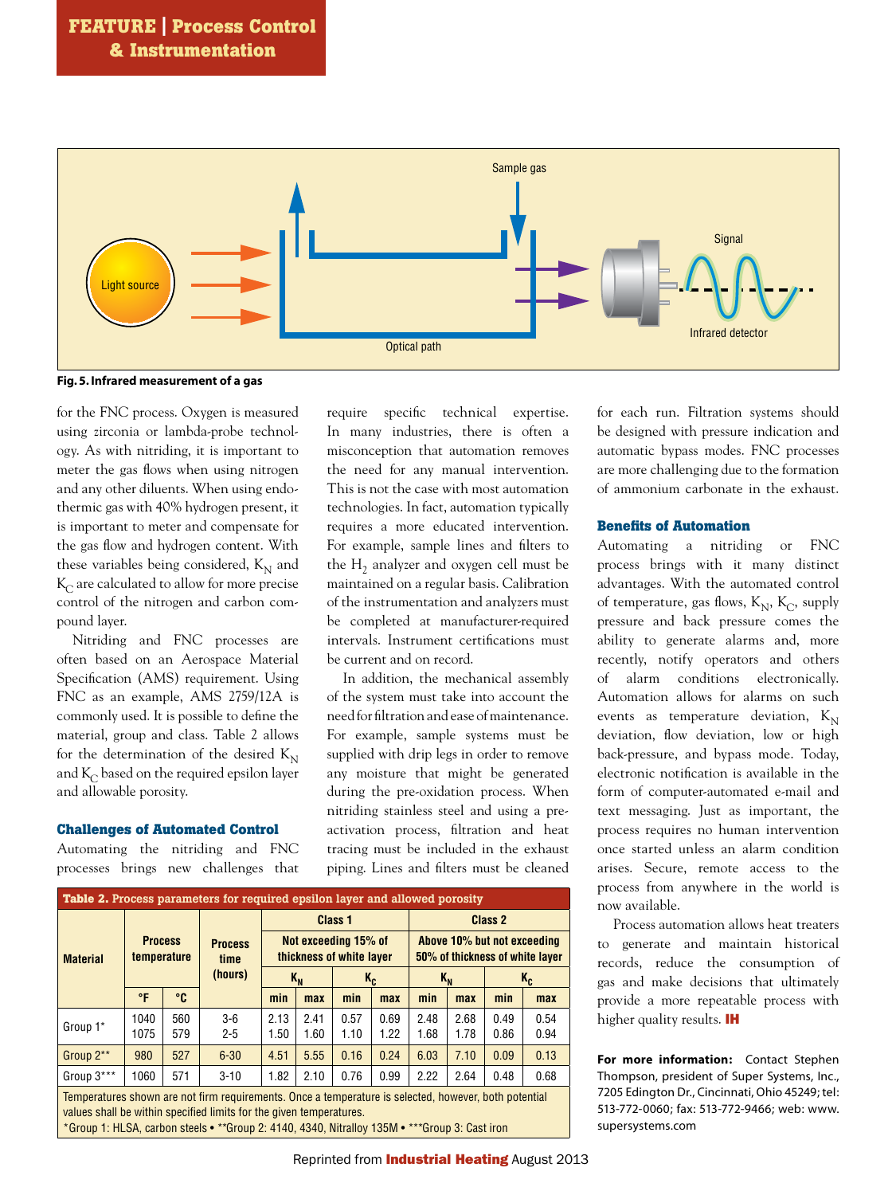Sample gas

Signal

Light source

Infrared detector

Optical path

**Fig. 5. Infrared measurement of a gas**

for the FNC process. Oxygen is measured using zirconia or lambda-probe technology. As with nitriding, it is important to meter the gas flows when using nitrogen and any other diluents. When using endothermic gas with 40% hydrogen present, it is important to meter and compensate for the gas flow and hydrogen content. With these variables being considered, $K_N$ and $K_C$ are calculated to allow for more precise control of the nitrogen and carbon compound layer.

Nitriding and FNC processes are often based on an Aerospace Material Specification (AMS) requirement. Using FNC as an example, AMS 2759/12A is commonly used. It is possible to define the material, group and class. Table 2 allows for the determination of the desired $K_N$ and $K_C$ based on the required epsilon layer and allowable porosity.

### Challenges of Automated Control

Automating the nitriding and FNC processes brings new challenges that require specific technical expertise. In many industries, there is often a misconception that automation removes the need for any manual intervention. This is not the case with most automation technologies. In fact, automation typically requires a more educated intervention. For example, sample lines and filters to the $H_2$ analyzer and oxygen cell must be maintained on a regular basis. Calibration of the instrumentation and analyzers must be completed at manufacturer-required intervals. Instrument certifications must be current and on record.

In addition, the mechanical assembly of the system must take into account the need for filtration and ease of maintenance. For example, sample systems must be supplied with drip legs in order to remove any moisture that might be generated during the pre-oxidation process. When nitriding stainless steel and using a pre-activation process, filtration and heat tracing must be included in the exhaust piping. Lines and filters must be cleaned for each run. Filtration systems should be designed with pressure indication and automatic bypass modes. FNC processes are more challenging due to the formation of ammonium carbonate in the exhaust.

### Benefits of Automation

Automating a nitriding or FNC process brings with it many distinct advantages. With the automated control of temperature, gas flows, $K_N$, $K_C$, supply pressure and back pressure comes the ability to generate alarms and, more recently, notify operators and others of alarm conditions electronically. Automation allows for alarms on such events as temperature deviation, $K_N$ deviation, flow deviation, low or high back-pressure, and bypass mode. Today, electronic notification is available in the form of computer-automated e-mail and text messaging. Just as important, the process requires no human intervention once started unless an alarm condition arises. Secure, remote access to the process from anywhere in the world is now available.

Process automation allows heat treaters to generate and maintain historical records, reduce the consumption of gas and make decisions that ultimately provide a more repeatable process with higher quality results. **IH**

**Table 2. Process parameters for required epsilon layer and allowed porosity**

| Material | Process temperature | | Process time (hours) | Class 1 Not exceeding 15% of thickness of white layer | | | | Class 2 Above 10% but not exceeding 50% of thickness of white layer | | | |
|---|---|---|---|---|---|---|---|---|---|---|---|
| | | | | $K_N$ | | $K_C$ | | $K_N$ | | $K_C$ | |
| | °F | °C | | min | max | min | max | min | max | min | max |
| Group 1* | 1040 | 560 | 3-6 | 2.13 | 2.41 | 0.57 | 0.69 | 2.48 | 2.68 | 0.49 | 0.54 |
| | 1075 | 579 | 2-5 | 1.50 | 1.60 | 1.10 | 1.22 | 1.68 | 1.78 | 0.86 | 0.94 |
| Group 2** | 980 | 527 | 6-30 | 4.51 | 5.55 | 0.16 | 0.24 | 6.03 | 7.10 | 0.09 | 0.13 |
| Group 3*** | 1060 | 571 | 3-10 | 1.82 | 2.10 | 0.76 | 0.99 | 2.22 | 2.64 | 0.48 | 0.68 |

Temperatures shown are not firm requirements. Once a temperature is selected, however, both potential values shall be within specified limits for the given temperatures.
*Group 1: HLSA, carbon steels • **Group 2: 4140, 4340, Nitralloy 135M • ***Group 3: Cast iron

**For more information:** Contact Stephen Thompson, president of Super Systems, Inc., 7205 Edington Dr., Cincinnati, Ohio 45249; tel: 513-772-0060; fax: 513-772-9466; web: www.supersystems.com

Reprinted from **Industrial Heating** August 2013